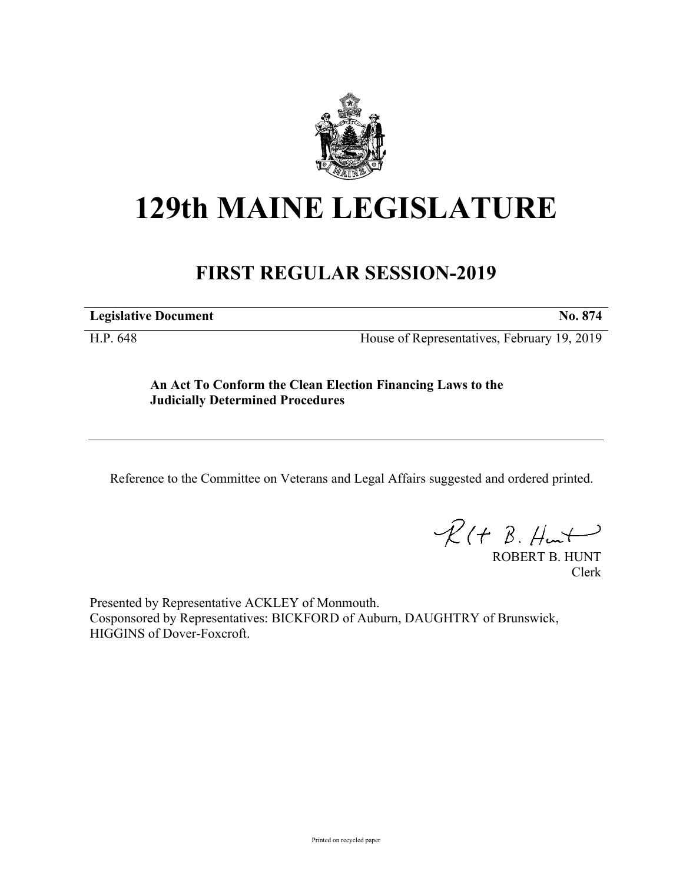# 129th MAINE LEGISLATURE

## FIRST REGULAR SESSION-2019

| **Legislative Document** | **No. 874** |
|---|---|
| H.P. 648 | House of Representatives, February 19, 2019 |

**An Act To Conform the Clean Election Financing Laws to the Judicially Determined Procedures**

Reference to the Committee on Veterans and Legal Affairs suggested and ordered printed.

ROBERT B. HUNT
Clerk

Presented by Representative ACKLEY of Monmouth.
Cosponsored by Representatives: BICKFORD of Auburn, DAUGHTRY of Brunswick, HIGGINS of Dover-Foxcroft.

Printed on recycled paper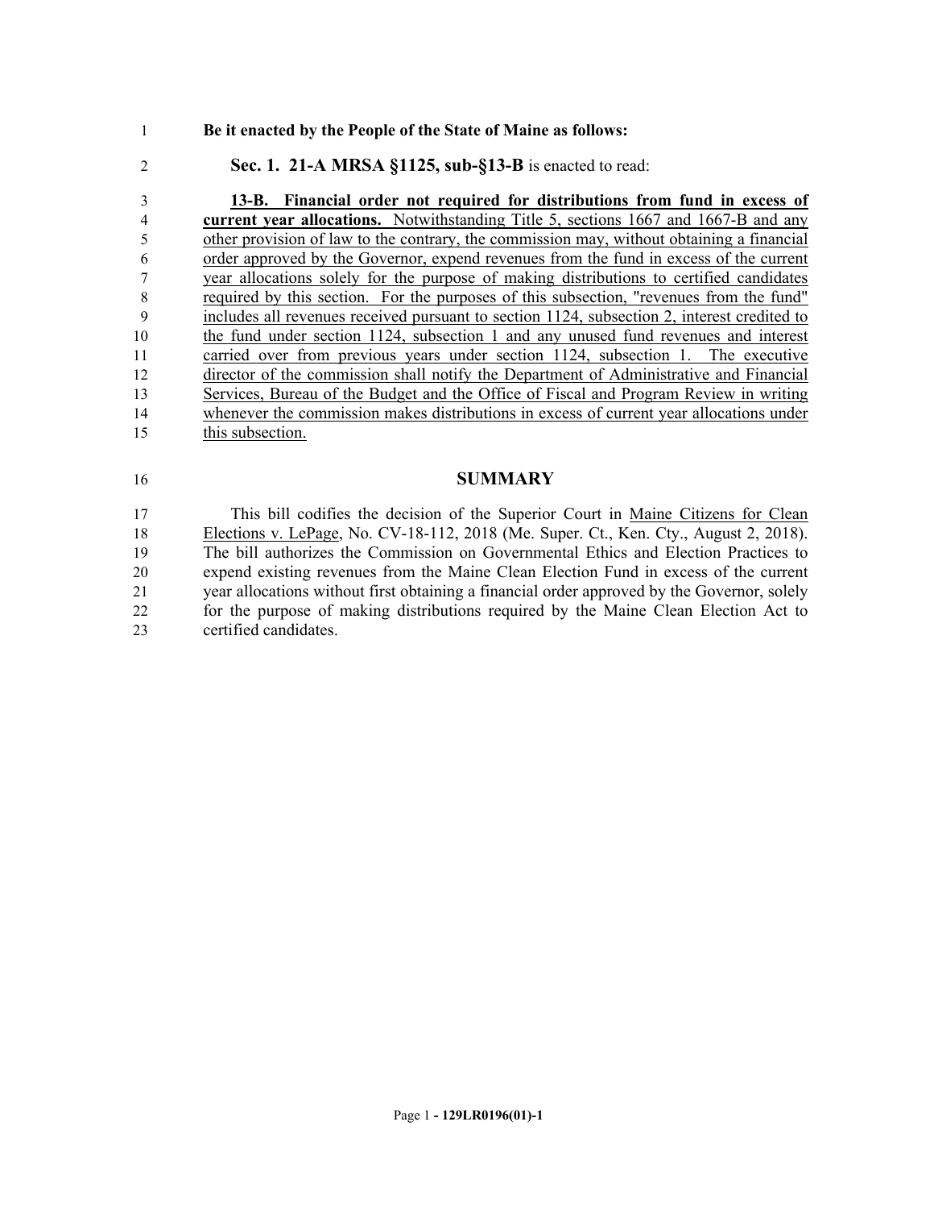**Be it enacted by the People of the State of Maine as follows:**

**Sec. 1. 21-A MRSA §1125, sub-§13-B** is enacted to read:

**13-B. Financial order not required for distributions from fund in excess of current year allocations.** Notwithstanding Title 5, sections 1667 and 1667-B and any other provision of law to the contrary, the commission may, without obtaining a financial order approved by the Governor, expend revenues from the fund in excess of the current year allocations solely for the purpose of making distributions to certified candidates required by this section. For the purposes of this subsection, "revenues from the fund" includes all revenues received pursuant to section 1124, subsection 2, interest credited to the fund under section 1124, subsection 1 and any unused fund revenues and interest carried over from previous years under section 1124, subsection 1. The executive director of the commission shall notify the Department of Administrative and Financial Services, Bureau of the Budget and the Office of Fiscal and Program Review in writing whenever the commission makes distributions in excess of current year allocations under this subsection.

## SUMMARY

This bill codifies the decision of the Superior Court in Maine Citizens for Clean Elections v. LePage, No. CV-18-112, 2018 (Me. Super. Ct., Ken. Cty., August 2, 2018). The bill authorizes the Commission on Governmental Ethics and Election Practices to expend existing revenues from the Maine Clean Election Fund in excess of the current year allocations without first obtaining a financial order approved by the Governor, solely for the purpose of making distributions required by the Maine Clean Election Act to certified candidates.